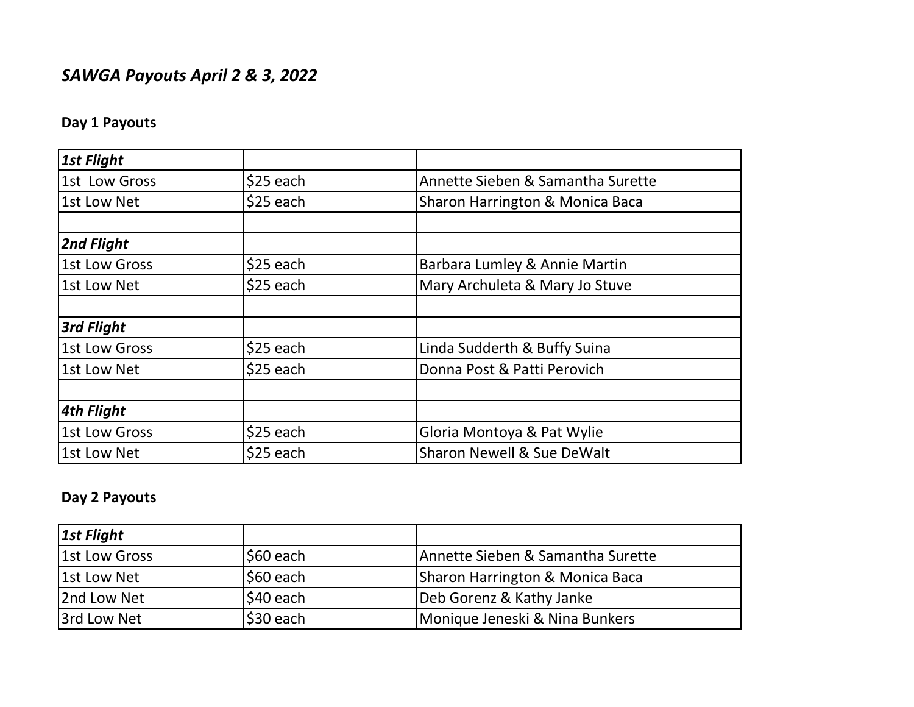# *SAWGA Payouts April 2 & 3, 2022*

## Day 1 Payouts

| ***1st Flight*** | | |
|---|---|---|
| 1st Low Gross | $25 each | Annette Sieben & Samantha Surette |
| 1st Low Net | $25 each | Sharon Harrington & Monica Baca |
| | | |
| ***2nd Flight*** | | |
| 1st Low Gross | $25 each | Barbara Lumley & Annie Martin |
| 1st Low Net | $25 each | Mary Archuleta & Mary Jo Stuve |
| | | |
| ***3rd Flight*** | | |
| 1st Low Gross | $25 each | Linda Sudderth & Buffy Suina |
| 1st Low Net | $25 each | Donna Post & Patti Perovich |
| | | |
| ***4th Flight*** | | |
| 1st Low Gross | $25 each | Gloria Montoya & Pat Wylie |
| 1st Low Net | $25 each | Sharon Newell & Sue DeWalt |

## Day 2 Payouts

| ***1st Flight*** | | |
|---|---|---|
| 1st Low Gross | $60 each | Annette Sieben & Samantha Surette |
| 1st Low Net | $60 each | Sharon Harrington & Monica Baca |
| 2nd Low Net | $40 each | Deb Gorenz & Kathy Janke |
| 3rd Low Net | $30 each | Monique Jeneski & Nina Bunkers |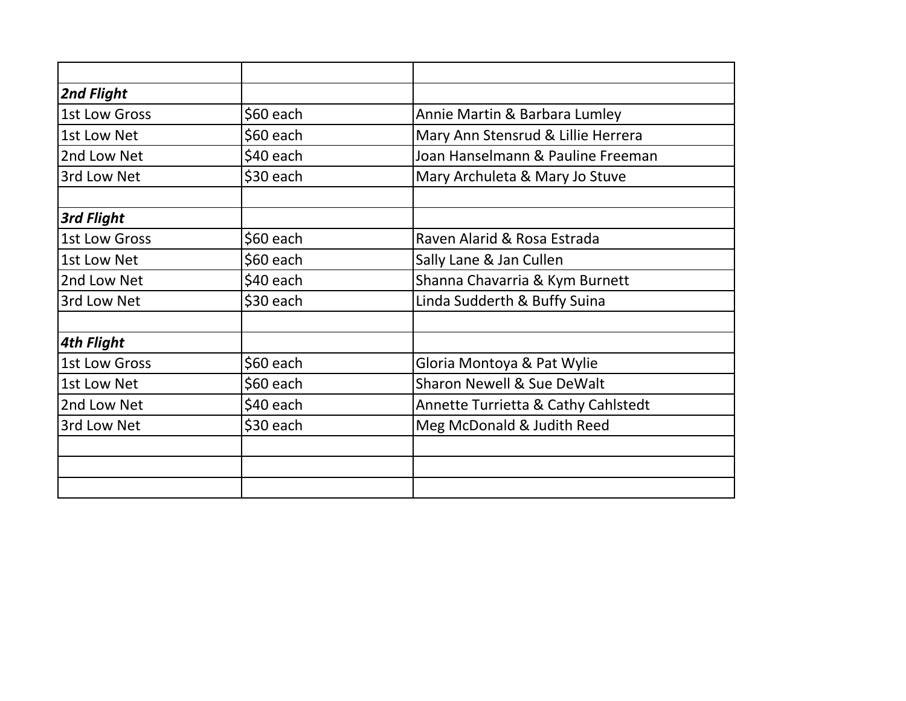| | | |
|---|---|---|
| | | |
| ***2nd Flight*** | | |
| 1st Low Gross | $60 each | Annie Martin & Barbara Lumley |
| 1st Low Net | $60 each | Mary Ann Stensrud & Lillie Herrera |
| 2nd Low Net | $40 each | Joan Hanselmann & Pauline Freeman |
| 3rd Low Net | $30 each | Mary Archuleta & Mary Jo Stuve |
| | | |
| ***3rd Flight*** | | |
| 1st Low Gross | $60 each | Raven Alarid & Rosa Estrada |
| 1st Low Net | $60 each | Sally Lane & Jan Cullen |
| 2nd Low Net | $40 each | Shanna Chavarria & Kym Burnett |
| 3rd Low Net | $30 each | Linda Sudderth & Buffy Suina |
| | | |
| ***4th Flight*** | | |
| 1st Low Gross | $60 each | Gloria Montoya & Pat Wylie |
| 1st Low Net | $60 each | Sharon Newell & Sue DeWalt |
| 2nd Low Net | $40 each | Annette Turrietta & Cathy Cahlstedt |
| 3rd Low Net | $30 each | Meg McDonald & Judith Reed |
| | | |
| | | |
| | | |